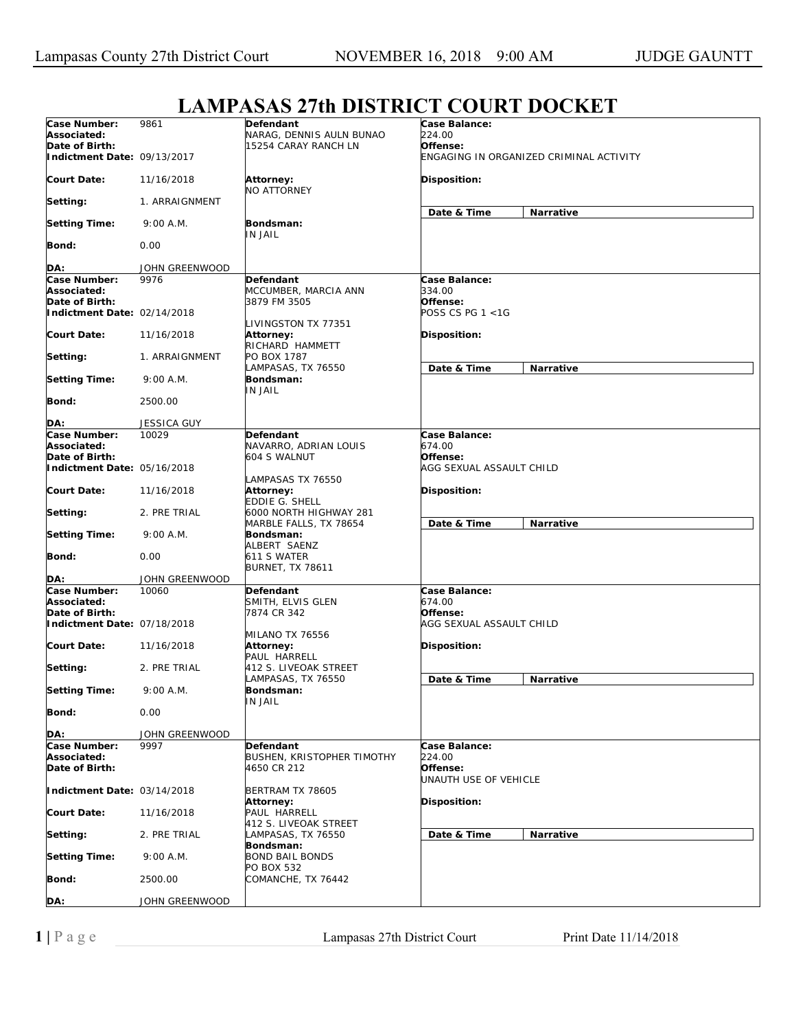# LAMPASAS 27th DISTRICT COURT DOCKET

| Case Number: | 9861 | Defendant | Case Balance: |
|---|---|---|---|
| Associated: | | NARAG, DENNIS AULN BUNAO | 224.00 |
| Date of Birth: | | 15254 CARAY RANCH LN | Offense: |
| Indictment Date: | 09/13/2017 | | ENGAGING IN ORGANIZED CRIMINAL ACTIVITY |
| Court Date: | 11/16/2018 | Attorney: NO ATTORNEY | Disposition: |
| Setting: | 1. ARRAIGNMENT | | Date & Time / Narrative |
| Setting Time: | 9:00 A.M. | Bondsman: IN JAIL | |
| Bond: | 0.00 | | |
| DA: | JOHN GREENWOOD | | |

| Case Number: | 9976 | Defendant | Case Balance: |
|---|---|---|---|
| Associated: | | MCCUMBER, MARCIA ANN | 334.00 |
| Date of Birth: | | 3879 FM 3505 | Offense: |
| Indictment Date: | 02/14/2018 | LIVINGSTON TX 77351 | POSS CS PG 1 <1G |
| Court Date: | 11/16/2018 | Attorney: RICHARD HAMMETT | Disposition: |
| Setting: | 1. ARRAIGNMENT | PO BOX 1787 LAMPASAS, TX 76550 | Date & Time / Narrative |
| Setting Time: | 9:00 A.M. | Bondsman: IN JAIL | |
| Bond: | 2500.00 | | |
| DA: | JESSICA GUY | | |

| Case Number: | 10029 | Defendant | Case Balance: |
|---|---|---|---|
| Associated: | | NAVARRO, ADRIAN LOUIS | 674.00 |
| Date of Birth: | | 604 S WALNUT | Offense: |
| Indictment Date: | 05/16/2018 | LAMPASAS TX 76550 | AGG SEXUAL ASSAULT CHILD |
| Court Date: | 11/16/2018 | Attorney: EDDIE G. SHELL | Disposition: |
| Setting: | 2. PRE TRIAL | 6000 NORTH HIGHWAY 281 MARBLE FALLS, TX 78654 | Date & Time / Narrative |
| Setting Time: | 9:00 A.M. | Bondsman: ALBERT SAENZ | |
| Bond: | 0.00 | 611 S WATER BURNET, TX 78611 | |
| DA: | JOHN GREENWOOD | | |

| Case Number: | 10060 | Defendant | Case Balance: |
|---|---|---|---|
| Associated: | | SMITH, ELVIS GLEN | 674.00 |
| Date of Birth: | | 7874 CR 342 | Offense: |
| Indictment Date: | 07/18/2018 | MILANO TX 76556 | AGG SEXUAL ASSAULT CHILD |
| Court Date: | 11/16/2018 | Attorney: PAUL HARRELL | Disposition: |
| Setting: | 2. PRE TRIAL | 412 S. LIVEOAK STREET LAMPASAS, TX 76550 | Date & Time / Narrative |
| Setting Time: | 9:00 A.M. | Bondsman: IN JAIL | |
| Bond: | 0.00 | | |
| DA: | JOHN GREENWOOD | | |

| Case Number: | 9997 | Defendant | Case Balance: |
|---|---|---|---|
| Associated: | | BUSHEN, KRISTOPHER TIMOTHY | 224.00 |
| Date of Birth: | | 4650 CR 212 | Offense: UNAUTH USE OF VEHICLE |
| Indictment Date: | 03/14/2018 | BERTRAM TX 78605 | |
| Court Date: | 11/16/2018 | Attorney: PAUL HARRELL 412 S. LIVEOAK STREET | Disposition: |
| Setting: | 2. PRE TRIAL | LAMPASAS, TX 76550 | Date & Time / Narrative |
| Setting Time: | 9:00 A.M. | Bondsman: BOND BAIL BONDS | |
| Bond: | 2500.00 | PO BOX 532 COMANCHE, TX 76442 | |
| DA: | JOHN GREENWOOD | | |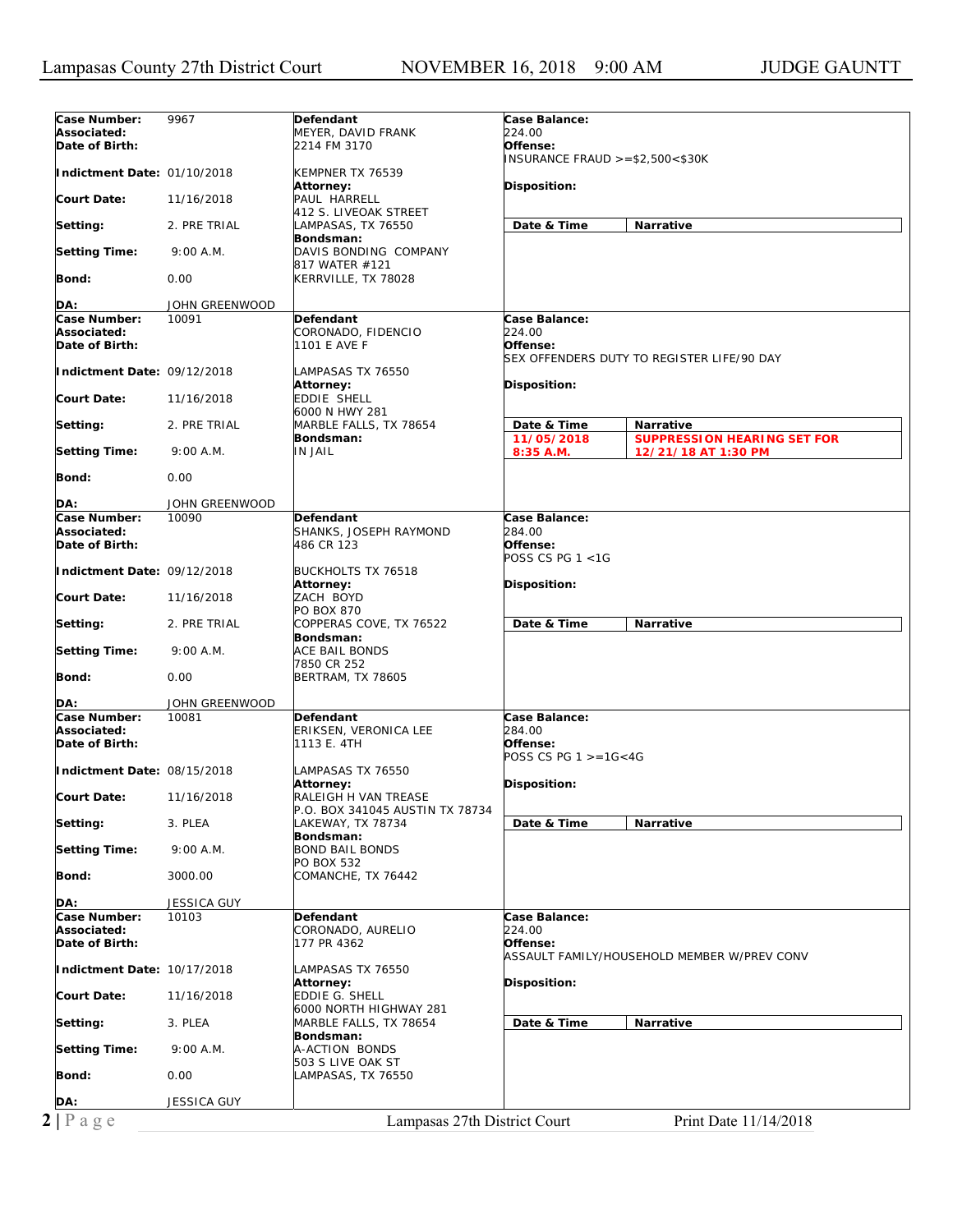Lampasas County 27th District Court — NOVEMBER 16, 2018 9:00 AM — JUDGE GAUNTT

| | | | |
|---|---|---|---|
| **Case Number:** 9967<br>**Associated:**<br>**Date of Birth:**<br>**Indictment Date:** 01/10/2018<br>**Court Date:** 11/16/2018<br>**Setting:** 2. PRE TRIAL<br>**Setting Time:** 9:00 A.M.<br>**Bond:** 0.00<br>**DA:** JOHN GREENWOOD | **Defendant**<br>MEYER, DAVID FRANK<br>2214 FM 3170<br>KEMPNER TX 76539<br>**Attorney:**<br>PAUL HARRELL<br>412 S. LIVEOAK STREET<br>LAMPASAS, TX 76550<br>**Bondsman:**<br>DAVIS BONDING COMPANY<br>817 WATER #121<br>KERRVILLE, TX 78028 | **Case Balance:**<br>224.00<br>**Offense:**<br>INSURANCE FRAUD >=$2,500<$30K<br>**Disposition:** | **Date & Time** / **Narrative** |
| **Case Number:** 10091<br>**Associated:**<br>**Date of Birth:**<br>**Indictment Date:** 09/12/2018<br>**Court Date:** 11/16/2018<br>**Setting:** 2. PRE TRIAL<br>**Setting Time:** 9:00 A.M.<br>**Bond:** 0.00<br>**DA:** JOHN GREENWOOD | **Defendant**<br>CORONADO, FIDENCIO<br>1101 E AVE F<br>LAMPASAS TX 76550<br>**Attorney:**<br>EDDIE SHELL<br>6000 N HWY 281<br>MARBLE FALLS, TX 78654<br>**Bondsman:**<br>IN JAIL | **Case Balance:**<br>224.00<br>**Offense:**<br>SEX OFFENDERS DUTY TO REGISTER LIFE/90 DAY<br>**Disposition:** | **Date & Time** / **Narrative**<br>11/05/2018 8:35 A.M. — SUPPRESSION HEARING SET FOR 12/21/18 AT 1:30 PM |
| **Case Number:** 10090<br>**Associated:**<br>**Date of Birth:**<br>**Indictment Date:** 09/12/2018<br>**Court Date:** 11/16/2018<br>**Setting:** 2. PRE TRIAL<br>**Setting Time:** 9:00 A.M.<br>**Bond:** 0.00<br>**DA:** JOHN GREENWOOD | **Defendant**<br>SHANKS, JOSEPH RAYMOND<br>486 CR 123<br>BUCKHOLTS TX 76518<br>**Attorney:**<br>ZACH BOYD<br>PO BOX 870<br>COPPERAS COVE, TX 76522<br>**Bondsman:**<br>ACE BAIL BONDS<br>7850 CR 252<br>BERTRAM, TX 78605 | **Case Balance:**<br>284.00<br>**Offense:**<br>POSS CS PG 1 <1G<br>**Disposition:** | **Date & Time** / **Narrative** |
| **Case Number:** 10081<br>**Associated:**<br>**Date of Birth:**<br>**Indictment Date:** 08/15/2018<br>**Court Date:** 11/16/2018<br>**Setting:** 3. PLEA<br>**Setting Time:** 9:00 A.M.<br>**Bond:** 3000.00<br>**DA:** JESSICA GUY | **Defendant**<br>ERIKSEN, VERONICA LEE<br>1113 E. 4TH<br>LAMPASAS TX 76550<br>**Attorney:**<br>RALEIGH H VAN TREASE<br>P.O. BOX 341045 AUSTIN TX 78734<br>LAKEWAY, TX 78734<br>**Bondsman:**<br>BOND BAIL BONDS<br>PO BOX 532<br>COMANCHE, TX 76442 | **Case Balance:**<br>284.00<br>**Offense:**<br>POSS CS PG 1 >=1G<4G<br>**Disposition:** | **Date & Time** / **Narrative** |
| **Case Number:** 10103<br>**Associated:**<br>**Date of Birth:**<br>**Indictment Date:** 10/17/2018<br>**Court Date:** 11/16/2018<br>**Setting:** 3. PLEA<br>**Setting Time:** 9:00 A.M.<br>**Bond:** 0.00<br>**DA:** JESSICA GUY | **Defendant**<br>CORONADO, AURELIO<br>177 PR 4362<br>LAMPASAS TX 76550<br>**Attorney:**<br>EDDIE G. SHELL<br>6000 NORTH HIGHWAY 281<br>MARBLE FALLS, TX 78654<br>**Bondsman:**<br>A-ACTION BONDS<br>503 S LIVE OAK ST<br>LAMPASAS, TX 76550 | **Case Balance:**<br>224.00<br>**Offense:**<br>ASSAULT FAMILY/HOUSEHOLD MEMBER W/PREV CONV<br>**Disposition:** | **Date & Time** / **Narrative** |

Lampasas 27th District Court — Print Date 11/14/2018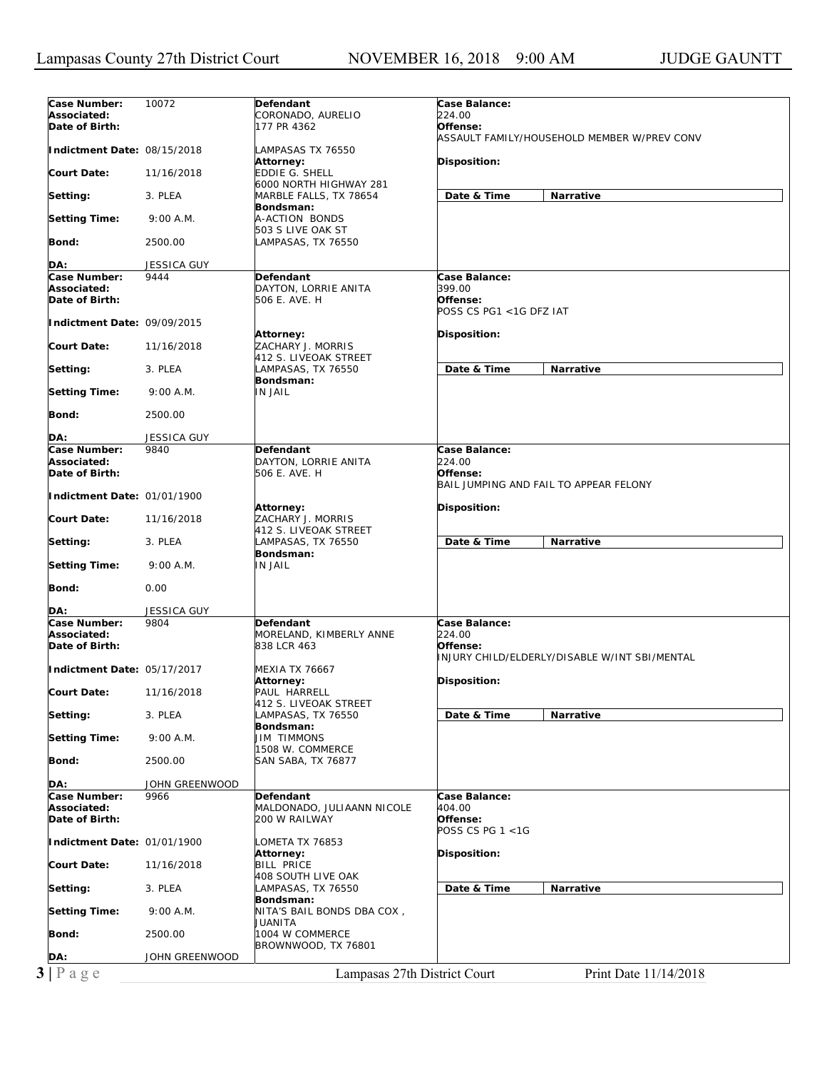| Case Number: | 10072 | Defendant | Case Balance: |
|---|---|---|---|
| Associated: | | CORONADO, AURELIO | 224.00 |
| Date of Birth: | | 177 PR 4362 | Offense: ASSAULT FAMILY/HOUSEHOLD MEMBER W/PREV CONV |
| Indictment Date: | 08/15/2018 | LAMPASAS TX 76550 | |
| Court Date: | 11/16/2018 | Attorney: EDDIE G. SHELL, 6000 NORTH HIGHWAY 281, MARBLE FALLS, TX 78654 | Disposition: |
| Setting: | 3. PLEA | | Date & Time / Narrative |
| Setting Time: | 9:00 A.M. | Bondsman: A-ACTION BONDS, 503 S LIVE OAK ST, LAMPASAS, TX 76550 | |
| Bond: | 2500.00 | | |
| DA: | JESSICA GUY | | |

| Case Number: | 9444 | Defendant | Case Balance: |
|---|---|---|---|
| Associated: | | DAYTON, LORRIE ANITA | 399.00 |
| Date of Birth: | | 506 E. AVE. H | Offense: POSS CS PG1 <1G DFZ IAT |
| Indictment Date: | 09/09/2015 | | |
| Court Date: | 11/16/2018 | Attorney: ZACHARY J. MORRIS, 412 S. LIVEOAK STREET, LAMPASAS, TX 76550 | Disposition: |
| Setting: | 3. PLEA | | Date & Time / Narrative |
| Setting Time: | 9:00 A.M. | Bondsman: IN JAIL | |
| Bond: | 2500.00 | | |
| DA: | JESSICA GUY | | |

| Case Number: | 9840 | Defendant | Case Balance: |
|---|---|---|---|
| Associated: | | DAYTON, LORRIE ANITA | 224.00 |
| Date of Birth: | | 506 E. AVE. H | Offense: BAIL JUMPING AND FAIL TO APPEAR FELONY |
| Indictment Date: | 01/01/1900 | | |
| Court Date: | 11/16/2018 | Attorney: ZACHARY J. MORRIS, 412 S. LIVEOAK STREET, LAMPASAS, TX 76550 | Disposition: |
| Setting: | 3. PLEA | | Date & Time / Narrative |
| Setting Time: | 9:00 A.M. | Bondsman: IN JAIL | |
| Bond: | 0.00 | | |
| DA: | JESSICA GUY | | |

| Case Number: | 9804 | Defendant | Case Balance: |
|---|---|---|---|
| Associated: | | MORELAND, KIMBERLY ANNE | 224.00 |
| Date of Birth: | | 838 LCR 463 | Offense: INJURY CHILD/ELDERLY/DISABLE W/INT SBI/MENTAL |
| Indictment Date: | 05/17/2017 | MEXIA TX 76667 | |
| Court Date: | 11/16/2018 | Attorney: PAUL HARRELL, 412 S. LIVEOAK STREET, LAMPASAS, TX 76550 | Disposition: |
| Setting: | 3. PLEA | | Date & Time / Narrative |
| Setting Time: | 9:00 A.M. | Bondsman: JIM TIMMONS, 1508 W. COMMERCE, SAN SABA, TX 76877 | |
| Bond: | 2500.00 | | |
| DA: | JOHN GREENWOOD | | |

| Case Number: | 9966 | Defendant | Case Balance: |
|---|---|---|---|
| Associated: | | MALDONADO, JULIAANN NICOLE | 404.00 |
| Date of Birth: | | 200 W RAILWAY | Offense: POSS CS PG 1 <1G |
| Indictment Date: | 01/01/1900 | LOMETA TX 76853 | |
| Court Date: | 11/16/2018 | Attorney: BILL PRICE, 408 SOUTH LIVE OAK, LAMPASAS, TX 76550 | Disposition: |
| Setting: | 3. PLEA | | Date & Time / Narrative |
| Setting Time: | 9:00 A.M. | Bondsman: NITA'S BAIL BONDS DBA COX , JUANITA, 1004 W COMMERCE, BROWNWOOD, TX 76801 | |
| Bond: | 2500.00 | | |
| DA: | JOHN GREENWOOD | | |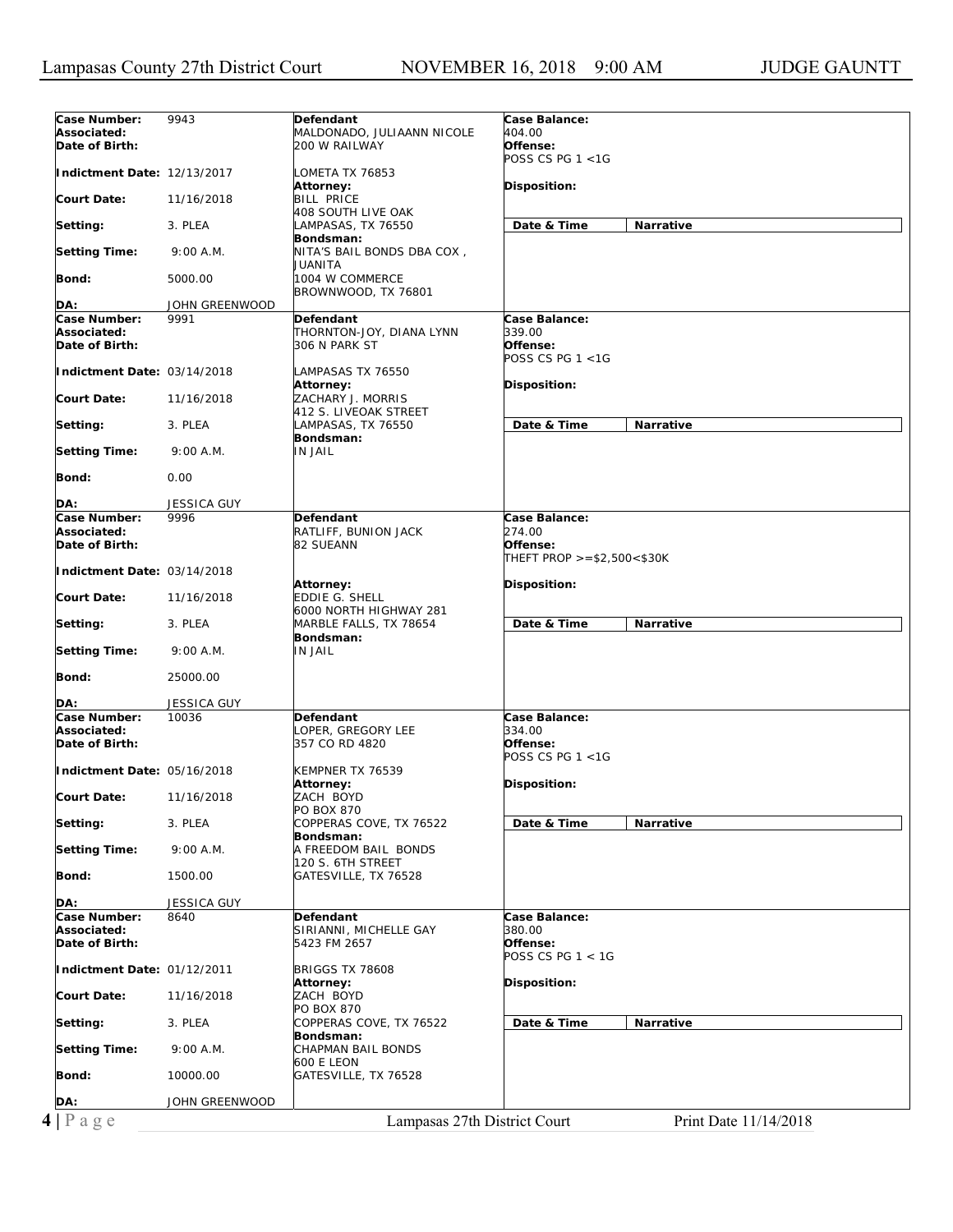| | | | |
|---|---|---|---|
| **Case Number:** 9943<br>**Associated:**<br>**Date of Birth:**<br>**Indictment Date:** 12/13/2017<br>**Court Date:** 11/16/2018<br>**Setting:** 3. PLEA<br>**Setting Time:** 9:00 A.M.<br>**Bond:** 5000.00<br>**DA:** JOHN GREENWOOD | **Defendant**<br>MALDONADO, JULIAANN NICOLE<br>200 W RAILWAY<br>LOMETA TX 76853<br>**Attorney:**<br>BILL PRICE<br>408 SOUTH LIVE OAK<br>LAMPASAS, TX 76550<br>**Bondsman:**<br>NITA'S BAIL BONDS DBA COX , JUANITA<br>1004 W COMMERCE<br>BROWNWOOD, TX 76801 | **Case Balance:**<br>404.00<br>**Offense:**<br>POSS CS PG 1 <1G<br>**Disposition:**<br>**Date & Time** | **Narrative** |
| **Case Number:** 9991<br>**Associated:**<br>**Date of Birth:**<br>**Indictment Date:** 03/14/2018<br>**Court Date:** 11/16/2018<br>**Setting:** 3. PLEA<br>**Setting Time:** 9:00 A.M.<br>**Bond:** 0.00<br>**DA:** JESSICA GUY | **Defendant**<br>THORNTON-JOY, DIANA LYNN<br>306 N PARK ST<br>LAMPASAS TX 76550<br>**Attorney:**<br>ZACHARY J. MORRIS<br>412 S. LIVEOAK STREET<br>LAMPASAS, TX 76550<br>**Bondsman:**<br>IN JAIL | **Case Balance:**<br>339.00<br>**Offense:**<br>POSS CS PG 1 <1G<br>**Disposition:**<br>**Date & Time** | **Narrative** |
| **Case Number:** 9996<br>**Associated:**<br>**Date of Birth:**<br>**Indictment Date:** 03/14/2018<br>**Court Date:** 11/16/2018<br>**Setting:** 3. PLEA<br>**Setting Time:** 9:00 A.M.<br>**Bond:** 25000.00<br>**DA:** JESSICA GUY | **Defendant**<br>RATLIFF, BUNION JACK<br>82 SUEANN<br>**Attorney:**<br>EDDIE G. SHELL<br>6000 NORTH HIGHWAY 281<br>MARBLE FALLS, TX 78654<br>**Bondsman:**<br>IN JAIL | **Case Balance:**<br>274.00<br>**Offense:**<br>THEFT PROP >=$2,500<$30K<br>**Disposition:**<br>**Date & Time** | **Narrative** |
| **Case Number:** 10036<br>**Associated:**<br>**Date of Birth:**<br>**Indictment Date:** 05/16/2018<br>**Court Date:** 11/16/2018<br>**Setting:** 3. PLEA<br>**Setting Time:** 9:00 A.M.<br>**Bond:** 1500.00<br>**DA:** JESSICA GUY | **Defendant**<br>LOPER, GREGORY LEE<br>357 CO RD 4820<br>KEMPNER TX 76539<br>**Attorney:**<br>ZACH BOYD<br>PO BOX 870<br>COPPERAS COVE, TX 76522<br>**Bondsman:**<br>A FREEDOM BAIL BONDS<br>120 S. 6TH STREET<br>GATESVILLE, TX 76528 | **Case Balance:**<br>334.00<br>**Offense:**<br>POSS CS PG 1 <1G<br>**Disposition:**<br>**Date & Time** | **Narrative** |
| **Case Number:** 8640<br>**Associated:**<br>**Date of Birth:**<br>**Indictment Date:** 01/12/2011<br>**Court Date:** 11/16/2018<br>**Setting:** 3. PLEA<br>**Setting Time:** 9:00 A.M.<br>**Bond:** 10000.00<br>**DA:** JOHN GREENWOOD | **Defendant**<br>SIRIANNI, MICHELLE GAY<br>5423 FM 2657<br>BRIGGS TX 78608<br>**Attorney:**<br>ZACH BOYD<br>PO BOX 870<br>COPPERAS COVE, TX 76522<br>**Bondsman:**<br>CHAPMAN BAIL BONDS<br>600 E LEON<br>GATESVILLE, TX 76528 | **Case Balance:**<br>380.00<br>**Offense:**<br>POSS CS PG 1 < 1G<br>**Disposition:**<br>**Date & Time** | **Narrative** |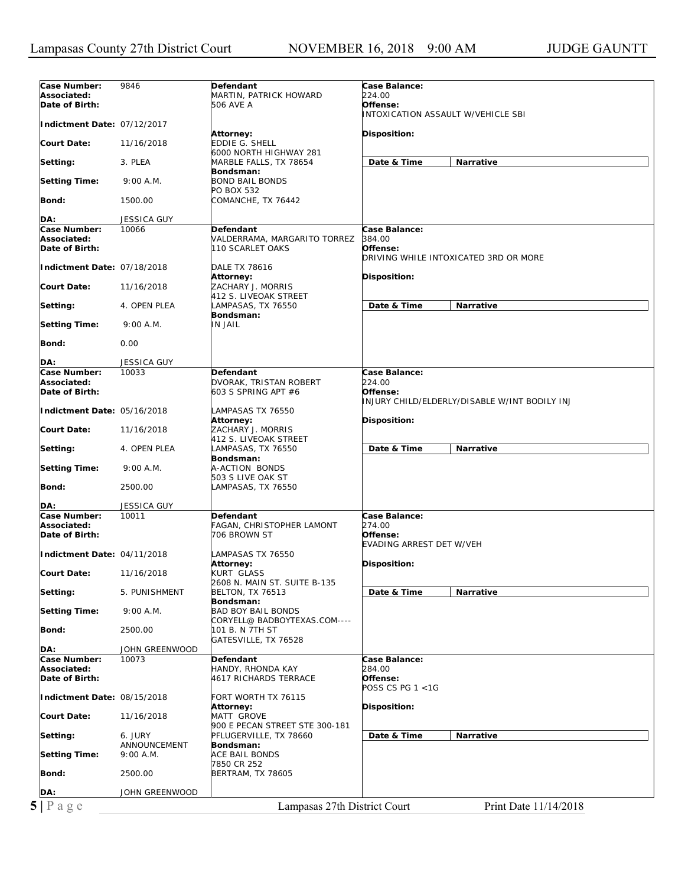| | | | |
|---|---|---|---|
| **Case Number:** 9846<br>**Associated:**<br>**Date of Birth:**<br>**Indictment Date:** 07/12/2017<br>**Court Date:** 11/16/2018<br>**Setting:** 3. PLEA<br>**Setting Time:** 9:00 A.M.<br>**Bond:** 1500.00<br>**DA:** JESSICA GUY | **Defendant**<br>MARTIN, PATRICK HOWARD<br>506 AVE A<br>**Attorney:**<br>EDDIE G. SHELL<br>6000 NORTH HIGHWAY 281<br>MARBLE FALLS, TX 78654<br>**Bondsman:**<br>BOND BAIL BONDS<br>PO BOX 532<br>COMANCHE, TX 76442 | **Case Balance:**<br>224.00<br>**Offense:**<br>INTOXICATION ASSAULT W/VEHICLE SBI<br>**Disposition:** | **Date & Time** / **Narrative** |
| **Case Number:** 10066<br>**Associated:**<br>**Date of Birth:**<br>**Indictment Date:** 07/18/2018<br>**Court Date:** 11/16/2018<br>**Setting:** 4. OPEN PLEA<br>**Setting Time:** 9:00 A.M.<br>**Bond:** 0.00<br>**DA:** JESSICA GUY | **Defendant**<br>VALDERRAMA, MARGARITO TORREZ<br>110 SCARLET OAKS<br>DALE TX 78616<br>**Attorney:**<br>ZACHARY J. MORRIS<br>412 S. LIVEOAK STREET<br>LAMPASAS, TX 76550<br>**Bondsman:**<br>IN JAIL | **Case Balance:**<br>384.00<br>**Offense:**<br>DRIVING WHILE INTOXICATED 3RD OR MORE<br>**Disposition:** | **Date & Time** / **Narrative** |
| **Case Number:** 10033<br>**Associated:**<br>**Date of Birth:**<br>**Indictment Date:** 05/16/2018<br>**Court Date:** 11/16/2018<br>**Setting:** 4. OPEN PLEA<br>**Setting Time:** 9:00 A.M.<br>**Bond:** 2500.00<br>**DA:** JESSICA GUY | **Defendant**<br>DVORAK, TRISTAN ROBERT<br>603 S SPRING APT #6<br>LAMPASAS TX 76550<br>**Attorney:**<br>ZACHARY J. MORRIS<br>412 S. LIVEOAK STREET<br>LAMPASAS, TX 76550<br>**Bondsman:**<br>A-ACTION BONDS<br>503 S LIVE OAK ST<br>LAMPASAS, TX 76550 | **Case Balance:**<br>224.00<br>**Offense:**<br>INJURY CHILD/ELDERLY/DISABLE W/INT BODILY INJ<br>**Disposition:** | **Date & Time** / **Narrative** |
| **Case Number:** 10011<br>**Associated:**<br>**Date of Birth:**<br>**Indictment Date:** 04/11/2018<br>**Court Date:** 11/16/2018<br>**Setting:** 5. PUNISHMENT<br>**Setting Time:** 9:00 A.M.<br>**Bond:** 2500.00<br>**DA:** JOHN GREENWOOD | **Defendant**<br>FAGAN, CHRISTOPHER LAMONT<br>706 BROWN ST<br>LAMPASAS TX 76550<br>**Attorney:**<br>KURT GLASS<br>2608 N. MAIN ST. SUITE B-135<br>BELTON, TX 76513<br>**Bondsman:**<br>BAD BOY BAIL BONDS<br>CORYELL@ BADBOYTEXAS.COM----<br>101 B. N 7TH ST<br>GATESVILLE, TX 76528 | **Case Balance:**<br>274.00<br>**Offense:**<br>EVADING ARREST DET W/VEH<br>**Disposition:** | **Date & Time** / **Narrative** |
| **Case Number:** 10073<br>**Associated:**<br>**Date of Birth:**<br>**Indictment Date:** 08/15/2018<br>**Court Date:** 11/16/2018<br>**Setting:** 6. JURY ANNOUNCEMENT<br>**Setting Time:** 9:00 A.M.<br>**Bond:** 2500.00<br>**DA:** JOHN GREENWOOD | **Defendant**<br>HANDY, RHONDA KAY<br>4617 RICHARDS TERRACE<br>FORT WORTH TX 76115<br>**Attorney:**<br>MATT GROVE<br>900 E PECAN STREET STE 300-181<br>PFLUGERVILLE, TX 78660<br>**Bondsman:**<br>ACE BAIL BONDS<br>7850 CR 252<br>BERTRAM, TX 78605 | **Case Balance:**<br>284.00<br>**Offense:**<br>POSS CS PG 1 <1G<br>**Disposition:** | **Date & Time** / **Narrative** |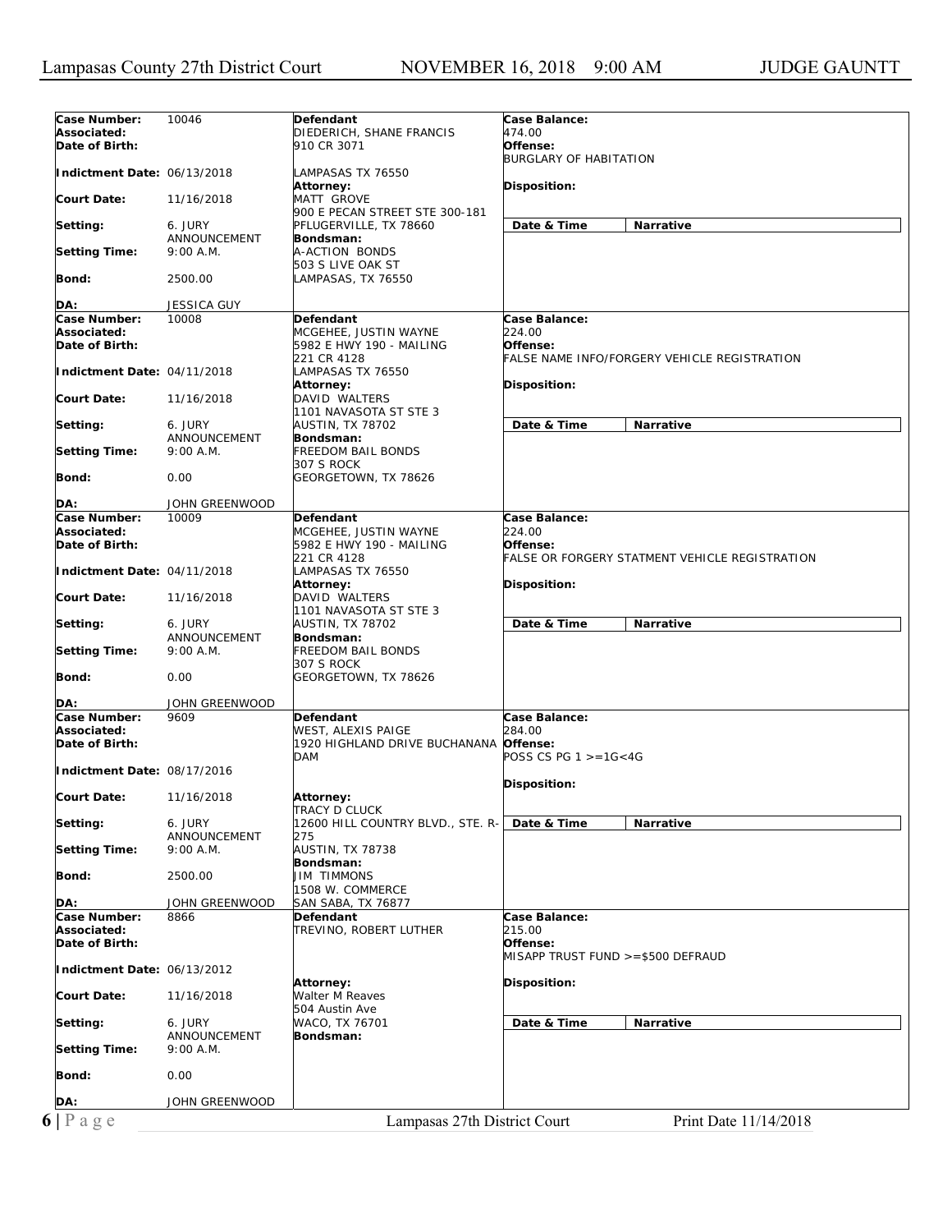| Case Number: | 10046 | Defendant | Case Balance: |
|---|---|---|---|
| Associated: | | DIEDERICH, SHANE FRANCIS | 474.00 |
| Date of Birth: | | 910 CR 3071 | Offense: |
| | | | BURGLARY OF HABITATION |
| Indictment Date: | 06/13/2018 | LAMPASAS TX 76550 | |
| | | Attorney: | Disposition: |
| Court Date: | 11/16/2018 | MATT GROVE | |
| | | 900 E PECAN STREET STE 300-181 | |
| Setting: | 6. JURY ANNOUNCEMENT | PFLUGERVILLE, TX 78660 | Date & Time / Narrative |
| | | Bondsman: | |
| Setting Time: | 9:00 A.M. | A-ACTION BONDS | |
| | | 503 S LIVE OAK ST | |
| Bond: | 2500.00 | LAMPASAS, TX 76550 | |
| DA: | JESSICA GUY | | |

| Case Number: | 10008 | Defendant | Case Balance: |
|---|---|---|---|
| Associated: | | MCGEHEE, JUSTIN WAYNE | 224.00 |
| Date of Birth: | | 5982 E HWY 190 - MAILING | Offense: |
| | | 221 CR 4128 | FALSE NAME INFO/FORGERY VEHICLE REGISTRATION |
| Indictment Date: | 04/11/2018 | LAMPASAS TX 76550 | |
| | | Attorney: | Disposition: |
| Court Date: | 11/16/2018 | DAVID WALTERS | |
| | | 1101 NAVASOTA ST STE 3 | |
| Setting: | 6. JURY ANNOUNCEMENT | AUSTIN, TX 78702 | Date & Time / Narrative |
| | | Bondsman: | |
| Setting Time: | 9:00 A.M. | FREEDOM BAIL BONDS | |
| | | 307 S ROCK | |
| Bond: | 0.00 | GEORGETOWN, TX 78626 | |
| DA: | JOHN GREENWOOD | | |

| Case Number: | 10009 | Defendant | Case Balance: |
|---|---|---|---|
| Associated: | | MCGEHEE, JUSTIN WAYNE | 224.00 |
| Date of Birth: | | 5982 E HWY 190 - MAILING | Offense: |
| | | 221 CR 4128 | FALSE OR FORGERY STATMENT VEHICLE REGISTRATION |
| Indictment Date: | 04/11/2018 | LAMPASAS TX 76550 | |
| | | Attorney: | Disposition: |
| Court Date: | 11/16/2018 | DAVID WALTERS | |
| | | 1101 NAVASOTA ST STE 3 | |
| Setting: | 6. JURY ANNOUNCEMENT | AUSTIN, TX 78702 | Date & Time / Narrative |
| | | Bondsman: | |
| Setting Time: | 9:00 A.M. | FREEDOM BAIL BONDS | |
| | | 307 S ROCK | |
| Bond: | 0.00 | GEORGETOWN, TX 78626 | |
| DA: | JOHN GREENWOOD | | |

| Case Number: | 9609 | Defendant | Case Balance: |
|---|---|---|---|
| Associated: | | WEST, ALEXIS PAIGE | 284.00 |
| Date of Birth: | | 1920 HIGHLAND DRIVE BUCHANANA DAM | Offense: |
| | | | POSS CS PG 1 >=1G<4G |
| Indictment Date: | 08/17/2016 | | |
| | | | Disposition: |
| Court Date: | 11/16/2018 | Attorney: | |
| | | TRACY D CLUCK | |
| Setting: | 6. JURY ANNOUNCEMENT | 12600 HILL COUNTRY BLVD., STE. R-275 | Date & Time / Narrative |
| Setting Time: | 9:00 A.M. | AUSTIN, TX 78738 | |
| | | Bondsman: | |
| Bond: | 2500.00 | JIM TIMMONS | |
| | | 1508 W. COMMERCE | |
| DA: | JOHN GREENWOOD | SAN SABA, TX 76877 | |

| Case Number: | 8866 | Defendant | Case Balance: |
|---|---|---|---|
| Associated: | | TREVINO, ROBERT LUTHER | 215.00 |
| Date of Birth: | | | Offense: |
| | | | MISAPP TRUST FUND >=$500 DEFRAUD |
| Indictment Date: | 06/13/2012 | | |
| | | Attorney: | Disposition: |
| Court Date: | 11/16/2018 | Walter M Reaves | |
| | | 504 Austin Ave | |
| Setting: | 6. JURY ANNOUNCEMENT | WACO, TX 76701 | Date & Time / Narrative |
| | | Bondsman: | |
| Setting Time: | 9:00 A.M. | | |
| Bond: | 0.00 | | |
| DA: | JOHN GREENWOOD | | |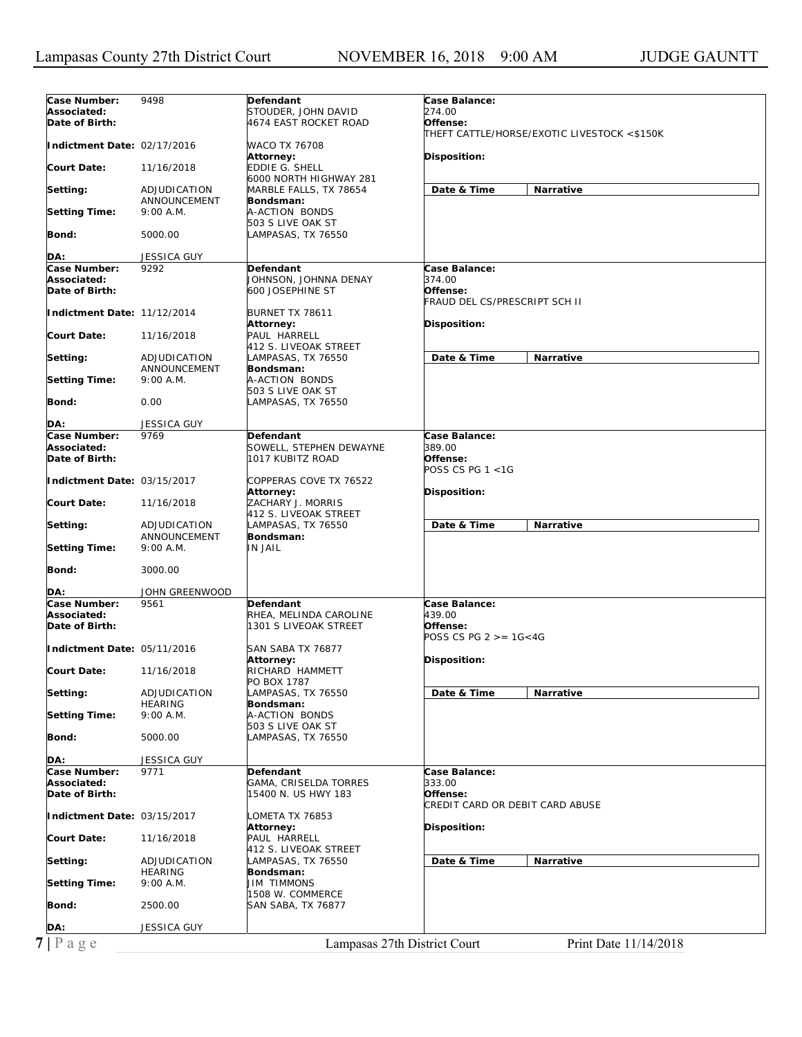| Case Number: 9498 | Defendant | Case Balance: |
|---|---|---|
| Associated: | STOUDER, JOHN DAVID | 274.00 |
| Date of Birth: | 4674 EAST ROCKET ROAD | Offense: THEFT CATTLE/HORSE/EXOTIC LIVESTOCK <$150K |
| Indictment Date: 02/17/2016 | WACO TX 76708 | |
| Court Date: 11/16/2018 | Attorney: EDDIE G. SHELL, 6000 NORTH HIGHWAY 281, MARBLE FALLS, TX 78654 | Disposition: |
| Setting: ADJUDICATION ANNOUNCEMENT | Bondsman: A-ACTION BONDS, 503 S LIVE OAK ST, LAMPASAS, TX 76550 | Date & Time / Narrative |
| Setting Time: 9:00 A.M. | | |
| Bond: 5000.00 | | |
| DA: JESSICA GUY | | |

| Case Number: 9292 | Defendant | Case Balance: |
|---|---|---|
| Associated: | JOHNSON, JOHNNA DENAY | 374.00 |
| Date of Birth: | 600 JOSEPHINE ST | Offense: FRAUD DEL CS/PRESCRIPT SCH II |
| Indictment Date: 11/12/2014 | BURNET TX 78611 | |
| Court Date: 11/16/2018 | Attorney: PAUL HARRELL, 412 S. LIVEOAK STREET, LAMPASAS, TX 76550 | Disposition: |
| Setting: ADJUDICATION ANNOUNCEMENT | Bondsman: A-ACTION BONDS, 503 S LIVE OAK ST, LAMPASAS, TX 76550 | Date & Time / Narrative |
| Setting Time: 9:00 A.M. | | |
| Bond: 0.00 | | |
| DA: JESSICA GUY | | |

| Case Number: 9769 | Defendant | Case Balance: |
|---|---|---|
| Associated: | SOWELL, STEPHEN DEWAYNE | 389.00 |
| Date of Birth: | 1017 KUBITZ ROAD | Offense: POSS CS PG 1 <1G |
| Indictment Date: 03/15/2017 | COPPERAS COVE TX 76522 | |
| Court Date: 11/16/2018 | Attorney: ZACHARY J. MORRIS, 412 S. LIVEOAK STREET, LAMPASAS, TX 76550 | Disposition: |
| Setting: ADJUDICATION ANNOUNCEMENT | Bondsman: IN JAIL | Date & Time / Narrative |
| Setting Time: 9:00 A.M. | | |
| Bond: 3000.00 | | |
| DA: JOHN GREENWOOD | | |

| Case Number: 9561 | Defendant | Case Balance: |
|---|---|---|
| Associated: | RHEA, MELINDA CAROLINE | 439.00 |
| Date of Birth: | 1301 S LIVEOAK STREET | Offense: POSS CS PG 2 >= 1G<4G |
| Indictment Date: 05/11/2016 | SAN SABA TX 76877 | |
| Court Date: 11/16/2018 | Attorney: RICHARD HAMMETT, PO BOX 1787, LAMPASAS, TX 76550 | Disposition: |
| Setting: ADJUDICATION HEARING | Bondsman: A-ACTION BONDS, 503 S LIVE OAK ST, LAMPASAS, TX 76550 | Date & Time / Narrative |
| Setting Time: 9:00 A.M. | | |
| Bond: 5000.00 | | |
| DA: JESSICA GUY | | |

| Case Number: 9771 | Defendant | Case Balance: |
|---|---|---|
| Associated: | GAMA, CRISELDA TORRES | 333.00 |
| Date of Birth: | 15400 N. US HWY 183 | Offense: CREDIT CARD OR DEBIT CARD ABUSE |
| Indictment Date: 03/15/2017 | LOMETA TX 76853 | |
| Court Date: 11/16/2018 | Attorney: PAUL HARRELL, 412 S. LIVEOAK STREET, LAMPASAS, TX 76550 | Disposition: |
| Setting: ADJUDICATION HEARING | Bondsman: JIM TIMMONS, 1508 W. COMMERCE, SAN SABA, TX 76877 | Date & Time / Narrative |
| Setting Time: 9:00 A.M. | | |
| Bond: 2500.00 | | |
| DA: JESSICA GUY | | |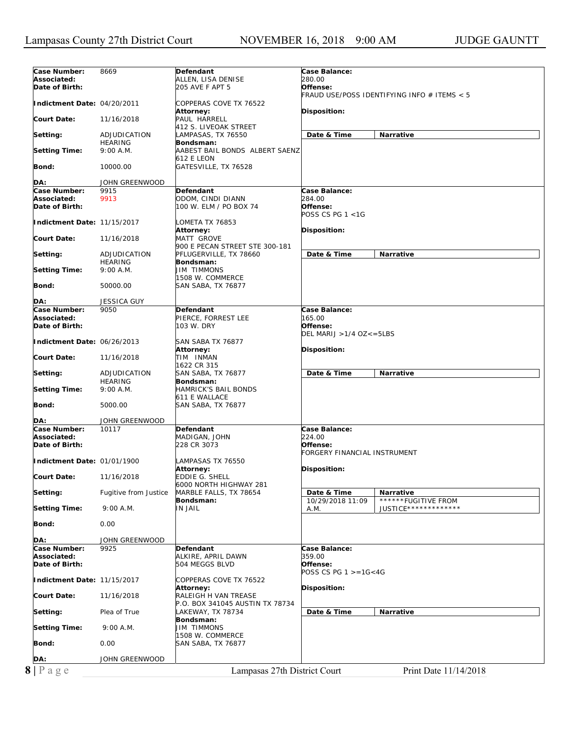| Case Number: | 8669 | Defendant | Case Balance: |
|---|---|---|---|
| Associated: | | ALLEN, LISA DENISE | 280.00 |
| Date of Birth: | | 205 AVE F APT 5 | Offense: FRAUD USE/POSS IDENTIFYING INFO # ITEMS < 5 |
| Indictment Date: | 04/20/2011 | COPPERAS COVE TX 76522 | |
| | | Attorney: | Disposition: |
| Court Date: | 11/16/2018 | PAUL HARRELL 412 S. LIVEOAK STREET | |
| Setting: | ADJUDICATION HEARING | LAMPASAS, TX 76550 | Date & Time / Narrative |
| | | Bondsman: | |
| Setting Time: | 9:00 A.M. | AABEST BAIL BONDS ALBERT SAENZ 612 E LEON | |
| Bond: | 10000.00 | GATESVILLE, TX 76528 | |
| DA: | JOHN GREENWOOD | | |

| Case Number: | 9915 | Defendant | Case Balance: |
|---|---|---|---|
| Associated: | 9913 | ODOM, CINDI DIANN | 284.00 |
| Date of Birth: | | 100 W. ELM / PO BOX 74 | Offense: POSS CS PG 1 <1G |
| Indictment Date: | 11/15/2017 | LOMETA TX 76853 | |
| | | Attorney: | Disposition: |
| Court Date: | 11/16/2018 | MATT GROVE 900 E PECAN STREET STE 300-181 | |
| Setting: | ADJUDICATION HEARING | PFLUGERVILLE, TX 78660 | Date & Time / Narrative |
| | | Bondsman: | |
| Setting Time: | 9:00 A.M. | JIM TIMMONS 1508 W. COMMERCE | |
| Bond: | 50000.00 | SAN SABA, TX 76877 | |
| DA: | JESSICA GUY | | |

| Case Number: | 9050 | Defendant | Case Balance: |
|---|---|---|---|
| Associated: | | PIERCE, FORREST LEE | 165.00 |
| Date of Birth: | | 103 W. DRY | Offense: DEL MARIJ >1/4 OZ<=5LBS |
| Indictment Date: | 06/26/2013 | SAN SABA TX 76877 | |
| | | Attorney: | Disposition: |
| Court Date: | 11/16/2018 | TIM INMAN 1622 CR 315 | |
| Setting: | ADJUDICATION HEARING | SAN SABA, TX 76877 | Date & Time / Narrative |
| | | Bondsman: | |
| Setting Time: | 9:00 A.M. | HAMRICK'S BAIL BONDS 611 E WALLACE | |
| Bond: | 5000.00 | SAN SABA, TX 76877 | |
| DA: | JOHN GREENWOOD | | |

| Case Number: | 10117 | Defendant | Case Balance: |
|---|---|---|---|
| Associated: | | MADIGAN, JOHN | 224.00 |
| Date of Birth: | | 228 CR 3073 | Offense: FORGERY FINANCIAL INSTRUMENT |
| Indictment Date: | 01/01/1900 | LAMPASAS TX 76550 | |
| | | Attorney: | Disposition: |
| Court Date: | 11/16/2018 | EDDIE G. SHELL 6000 NORTH HIGHWAY 281 | |
| Setting: | Fugitive from Justice | MARBLE FALLS, TX 78654 | Date & Time / Narrative |
| | | Bondsman: | 10/29/2018 11:09 A.M. / ******FUGITIVE FROM JUSTICE************** |
| Setting Time: | 9:00 A.M. | IN JAIL | |
| Bond: | 0.00 | | |
| DA: | JOHN GREENWOOD | | |

| Case Number: | 9925 | Defendant | Case Balance: |
|---|---|---|---|
| Associated: | | ALKIRE, APRIL DAWN | 359.00 |
| Date of Birth: | | 504 MEGGS BLVD | Offense: POSS CS PG 1 >=1G<4G |
| Indictment Date: | 11/15/2017 | COPPERAS COVE TX 76522 | |
| | | Attorney: | Disposition: |
| Court Date: | 11/16/2018 | RALEIGH H VAN TREASE P.O. BOX 341045 AUSTIN TX 78734 | |
| Setting: | Plea of True | LAKEWAY, TX 78734 | Date & Time / Narrative |
| | | Bondsman: | |
| Setting Time: | 9:00 A.M. | JIM TIMMONS 1508 W. COMMERCE | |
| Bond: | 0.00 | SAN SABA, TX 76877 | |
| DA: | JOHN GREENWOOD | | |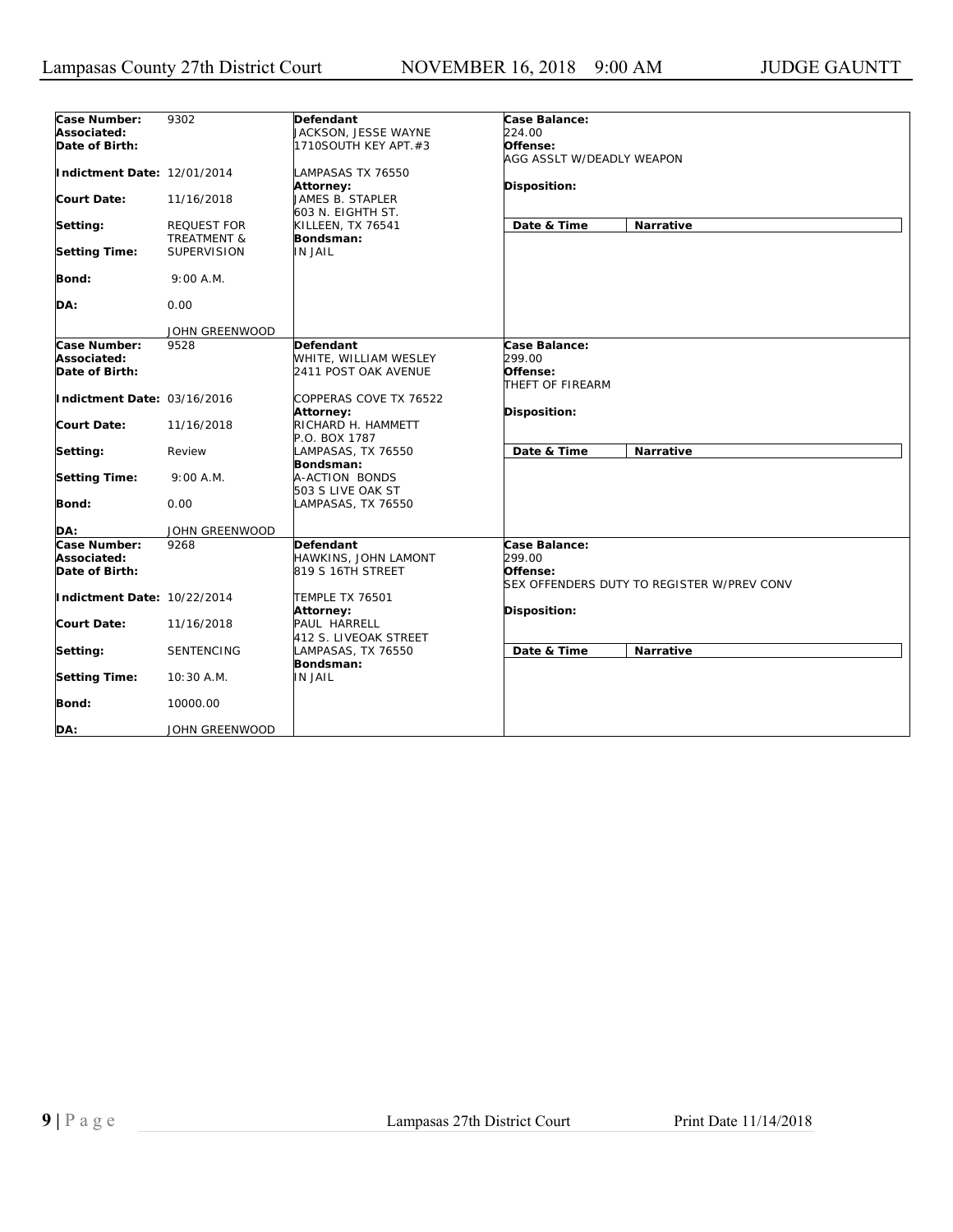| | | | |
|---|---|---|---|
| **Case Number:** 9302<br>**Associated:**<br>**Date of Birth:**<br>**Indictment Date:** 12/01/2014<br>**Court Date:** 11/16/2018<br>**Setting:** REQUEST FOR TREATMENT & SUPERVISION<br>**Setting Time:** 9:00 A.M.<br>**Bond:** 0.00<br>**DA:** JOHN GREENWOOD | **Defendant**<br>JACKSON, JESSE WAYNE<br>1710SOUTH KEY APT.#3<br>LAMPASAS TX 76550<br>**Attorney:**<br>JAMES B. STAPLER<br>603 N. EIGHTH ST.<br>KILLEEN, TX 76541<br>**Bondsman:**<br>IN JAIL | **Case Balance:**<br>224.00<br>**Offense:**<br>AGG ASSLT W/DEADLY WEAPON<br>**Disposition:** | **Date & Time** / **Narrative** |
| **Case Number:** 9528<br>**Associated:**<br>**Date of Birth:**<br>**Indictment Date:** 03/16/2016<br>**Court Date:** 11/16/2018<br>**Setting:** Review<br>**Setting Time:** 9:00 A.M.<br>**Bond:** 0.00<br>**DA:** JOHN GREENWOOD | **Defendant**<br>WHITE, WILLIAM WESLEY<br>2411 POST OAK AVENUE<br>COPPERAS COVE TX 76522<br>**Attorney:**<br>RICHARD H. HAMMETT<br>P.O. BOX 1787<br>LAMPASAS, TX 76550<br>**Bondsman:**<br>A-ACTION BONDS<br>503 S LIVE OAK ST<br>LAMPASAS, TX 76550 | **Case Balance:**<br>299.00<br>**Offense:**<br>THEFT OF FIREARM<br>**Disposition:** | **Date & Time** / **Narrative** |
| **Case Number:** 9268<br>**Associated:**<br>**Date of Birth:**<br>**Indictment Date:** 10/22/2014<br>**Court Date:** 11/16/2018<br>**Setting:** SENTENCING<br>**Setting Time:** 10:30 A.M.<br>**Bond:** 10000.00<br>**DA:** JOHN GREENWOOD | **Defendant**<br>HAWKINS, JOHN LAMONT<br>819 S 16TH STREET<br>TEMPLE TX 76501<br>**Attorney:**<br>PAUL HARRELL<br>412 S. LIVEOAK STREET<br>LAMPASAS, TX 76550<br>**Bondsman:**<br>IN JAIL | **Case Balance:**<br>299.00<br>**Offense:**<br>SEX OFFENDERS DUTY TO REGISTER W/PREV CONV<br>**Disposition:** | **Date & Time** / **Narrative** |